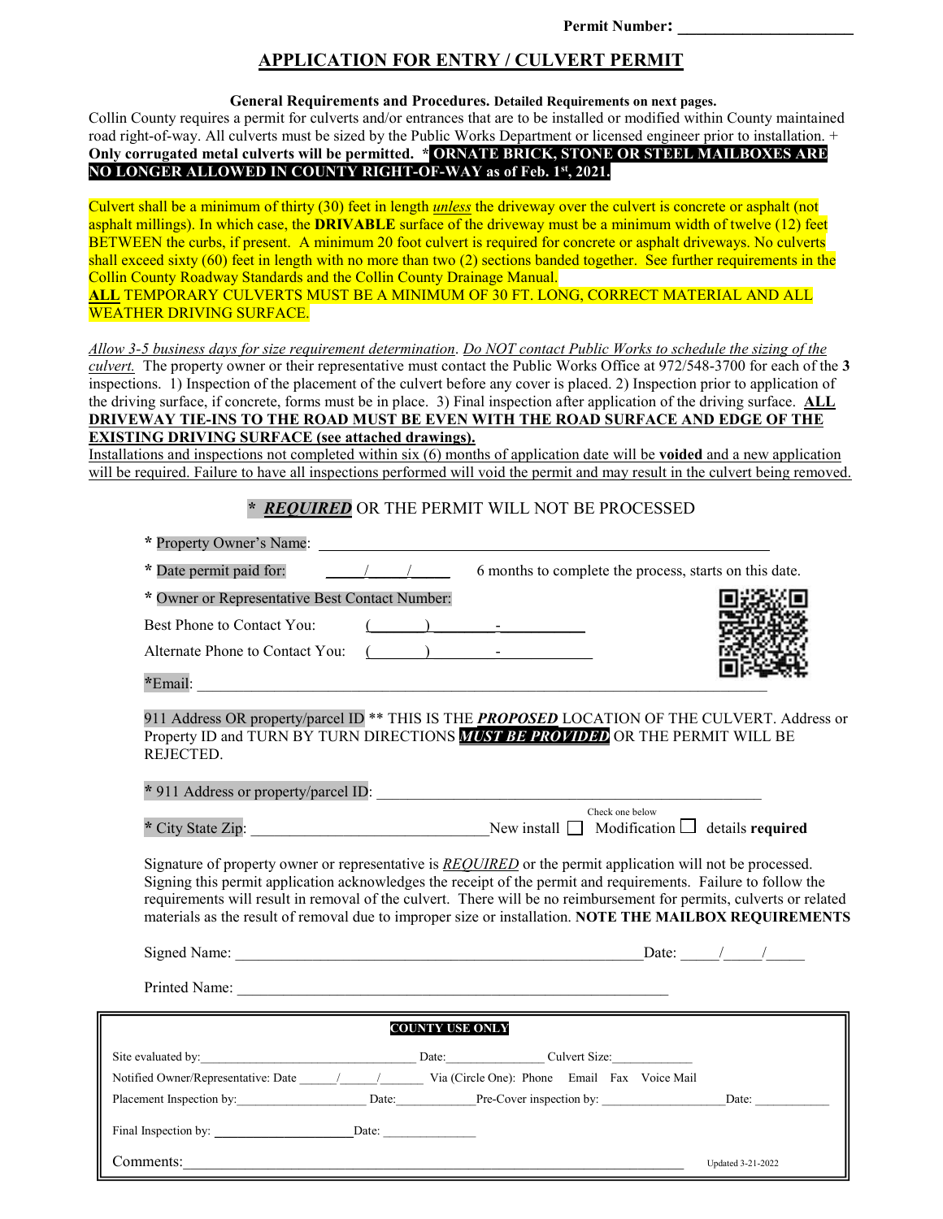**Permit Number:** ______________________

## APPLICATION FOR ENTRY / CULVERT PERMIT

**General Requirements and Procedures. Detailed Requirements on next pages.**

Collin County requires a permit for culverts and/or entrances that are to be installed or modified within County maintained road right-of-way. All culverts must be sized by the Public Works Department or licensed engineer prior to installation. + **Only corrugated metal culverts will be permitted. * ORNATE BRICK, STONE OR STEEL MAILBOXES ARE NO LONGER ALLOWED IN COUNTY RIGHT-OF-WAY as of Feb. 1st, 2021.**

Culvert shall be a minimum of thirty (30) feet in length *unless* the driveway over the culvert is concrete or asphalt (not asphalt millings). In which case, the **DRIVABLE** surface of the driveway must be a minimum width of twelve (12) feet BETWEEN the curbs, if present. A minimum 20 foot culvert is required for concrete or asphalt driveways. No culverts shall exceed sixty (60) feet in length with no more than two (2) sections banded together. See further requirements in the Collin County Roadway Standards and the Collin County Drainage Manual.

**ALL** TEMPORARY CULVERTS MUST BE A MINIMUM OF 30 FT. LONG, CORRECT MATERIAL AND ALL WEATHER DRIVING SURFACE.

*Allow 3-5 business days for size requirement determination*. *Do NOT contact Public Works to schedule the sizing of the culvert.* The property owner or their representative must contact the Public Works Office at 972/548-3700 for each of the **3** inspections. 1) Inspection of the placement of the culvert before any cover is placed. 2) Inspection prior to application of the driving surface, if concrete, forms must be in place. 3) Final inspection after application of the driving surface. **ALL DRIVEWAY TIE-INS TO THE ROAD MUST BE EVEN WITH THE ROAD SURFACE AND EDGE OF THE EXISTING DRIVING SURFACE (see attached drawings).**

Installations and inspections not completed within six (6) months of application date will be **voided** and a new application will be required. Failure to have all inspections performed will void the permit and may result in the culvert being removed.

**\* *REQUIRED*** OR THE PERMIT WILL NOT BE PROCESSED

\* Property Owner's Name: ____________________________________________

\* Date permit paid for: _____/_____/_____ 6 months to complete the process, starts on this date.

\* Owner or Representative Best Contact Number:

Best Phone to Contact You: (_______) ________-___________

Alternate Phone to Contact You: (_______) ________-___________

\*Email: ____________________________________________

911 Address OR property/parcel ID ** THIS IS THE ***PROPOSED*** LOCATION OF THE CULVERT. Address or Property ID and TURN BY TURN DIRECTIONS ***MUST BE PROVIDED*** OR THE PERMIT WILL BE REJECTED.

\* 911 Address or property/parcel ID: ____________________________________________

\* City State Zip: ______________________________ Check one below: New install ☐ Modification ☐ details **required**

Signature of property owner or representative is *REQUIRED* or the permit application will not be processed. Signing this permit application acknowledges the receipt of the permit and requirements. Failure to follow the requirements will result in removal of the culvert. There will be no reimbursement for permits, culverts or related materials as the result of removal due to improper size or installation. **NOTE THE MAILBOX REQUIREMENTS**

Signed Name: ____________________________________________ Date: _____/_____/_____

Printed Name: ____________________________________________

**COUNTY USE ONLY**

Site evaluated by: ______________________ Date: ______________ Culvert Size: ____________

Notified Owner/Representative: Date _____/_____/______ Via (Circle One): Phone Email Fax Voice Mail

Placement Inspection by: ______________ Date: __________ Pre-Cover inspection by: ______________ Date: __________

Final Inspection by: ______________ Date: __________

Comments: ____________________________________________

Updated 3-21-2022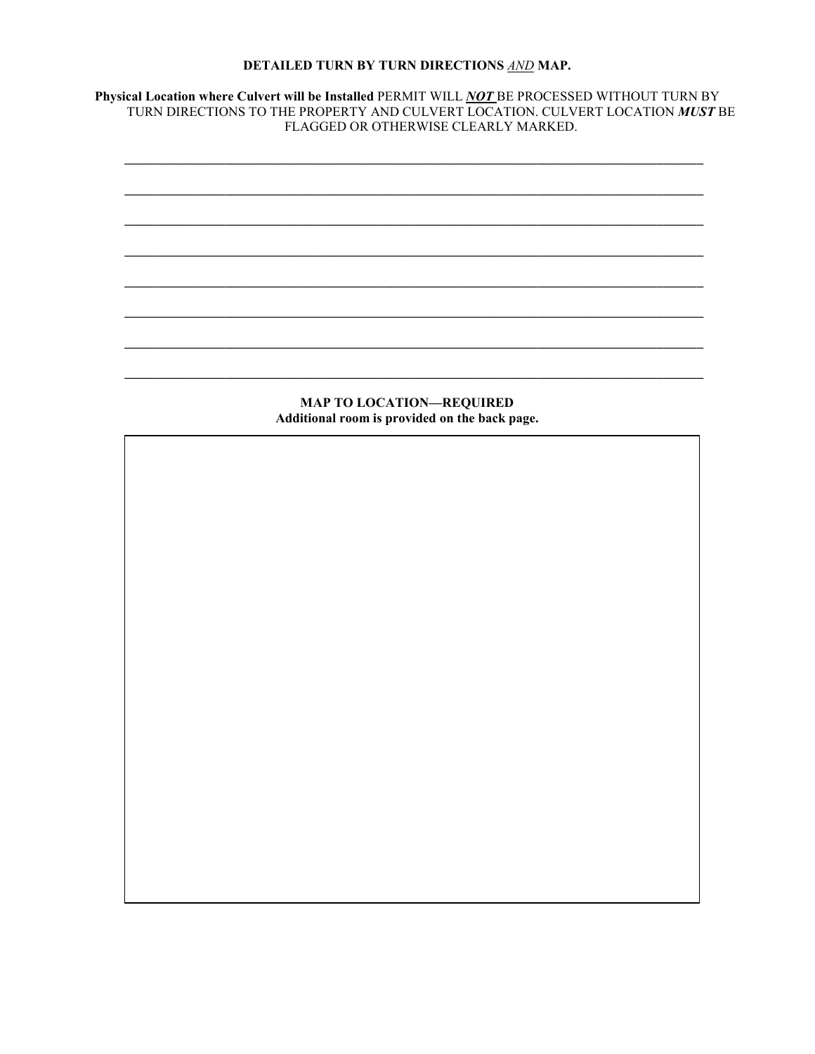**DETAILED TURN BY TURN DIRECTIONS *AND* MAP.**

**Physical Location where Culvert will be Installed** PERMIT WILL ***NOT*** BE PROCESSED WITHOUT TURN BY TURN DIRECTIONS TO THE PROPERTY AND CULVERT LOCATION. CULVERT LOCATION ***MUST*** BE FLAGGED OR OTHERWISE CLEARLY MARKED.

______________________________________________________________________________

______________________________________________________________________________

______________________________________________________________________________

______________________________________________________________________________

______________________________________________________________________________

______________________________________________________________________________

______________________________________________________________________________

______________________________________________________________________________

**MAP TO LOCATION—REQUIRED**
**Additional room is provided on the back page.**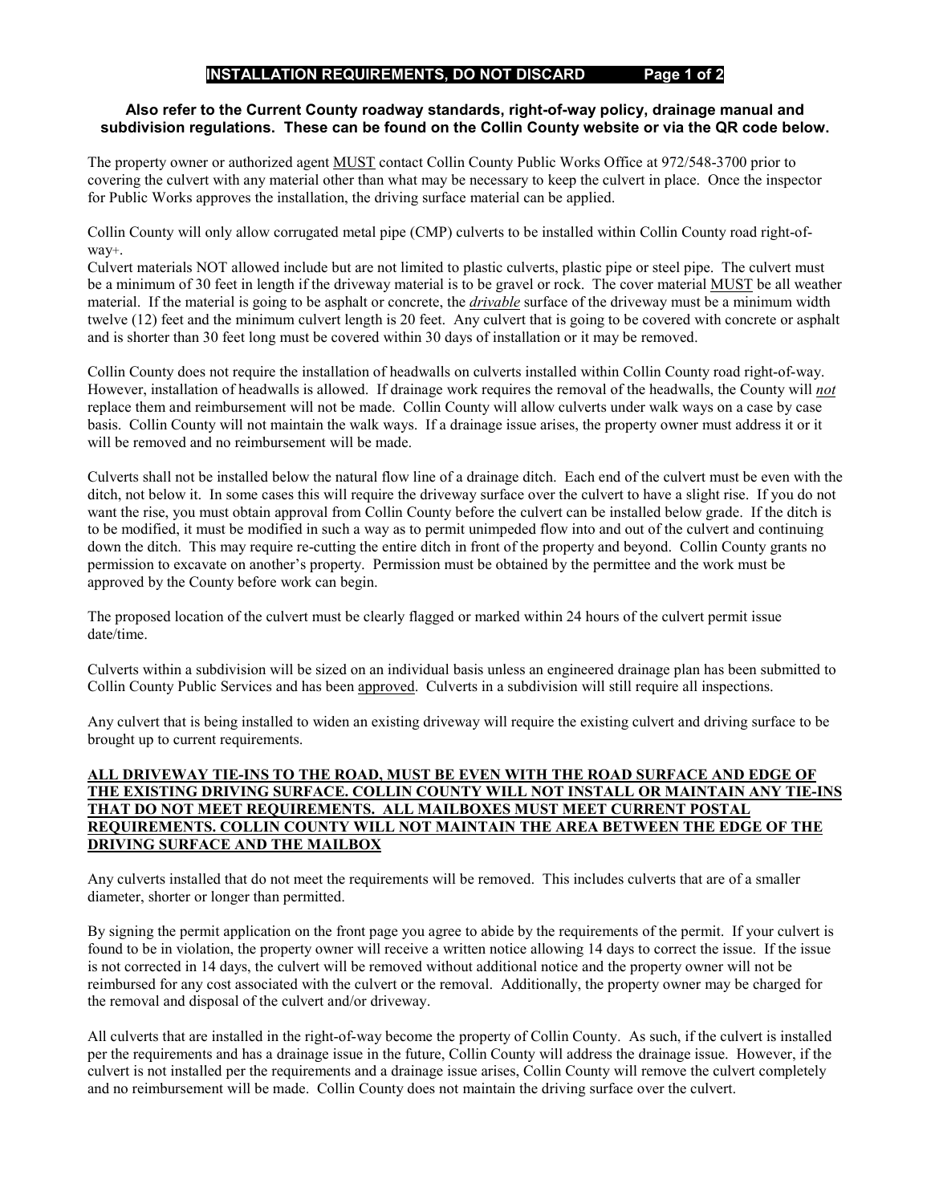## INSTALLATION REQUIREMENTS, DO NOT DISCARD

**Also refer to the Current County roadway standards, right-of-way policy, drainage manual and subdivision regulations. These can be found on the Collin County website or via the QR code below.**

The property owner or authorized agent MUST contact Collin County Public Works Office at 972/548-3700 prior to covering the culvert with any material other than what may be necessary to keep the culvert in place. Once the inspector for Public Works approves the installation, the driving surface material can be applied.

Collin County will only allow corrugated metal pipe (CMP) culverts to be installed within Collin County road right-of-way+.
Culvert materials NOT allowed include but are not limited to plastic culverts, plastic pipe or steel pipe. The culvert must be a minimum of 30 feet in length if the driveway material is to be gravel or rock. The cover material MUST be all weather material. If the material is going to be asphalt or concrete, the ***drivable*** surface of the driveway must be a minimum width twelve (12) feet and the minimum culvert length is 20 feet. Any culvert that is going to be covered with concrete or asphalt and is shorter than 30 feet long must be covered within 30 days of installation or it may be removed.

Collin County does not require the installation of headwalls on culverts installed within Collin County road right-of-way. However, installation of headwalls is allowed. If drainage work requires the removal of the headwalls, the County will ***not*** replace them and reimbursement will not be made. Collin County will allow culverts under walk ways on a case by case basis. Collin County will not maintain the walk ways. If a drainage issue arises, the property owner must address it or it will be removed and no reimbursement will be made.

Culverts shall not be installed below the natural flow line of a drainage ditch. Each end of the culvert must be even with the ditch, not below it. In some cases this will require the driveway surface over the culvert to have a slight rise. If you do not want the rise, you must obtain approval from Collin County before the culvert can be installed below grade. If the ditch is to be modified, it must be modified in such a way as to permit unimpeded flow into and out of the culvert and continuing down the ditch. This may require re-cutting the entire ditch in front of the property and beyond. Collin County grants no permission to excavate on another's property. Permission must be obtained by the permittee and the work must be approved by the County before work can begin.

The proposed location of the culvert must be clearly flagged or marked within 24 hours of the culvert permit issue date/time.

Culverts within a subdivision will be sized on an individual basis unless an engineered drainage plan has been submitted to Collin County Public Services and has been approved. Culverts in a subdivision will still require all inspections.

Any culvert that is being installed to widen an existing driveway will require the existing culvert and driving surface to be brought up to current requirements.

**ALL DRIVEWAY TIE-INS TO THE ROAD, MUST BE EVEN WITH THE ROAD SURFACE AND EDGE OF THE EXISTING DRIVING SURFACE. COLLIN COUNTY WILL NOT INSTALL OR MAINTAIN ANY TIE-INS THAT DO NOT MEET REQUIREMENTS. ALL MAILBOXES MUST MEET CURRENT POSTAL REQUIREMENTS. COLLIN COUNTY WILL NOT MAINTAIN THE AREA BETWEEN THE EDGE OF THE DRIVING SURFACE AND THE MAILBOX**

Any culverts installed that do not meet the requirements will be removed. This includes culverts that are of a smaller diameter, shorter or longer than permitted.

By signing the permit application on the front page you agree to abide by the requirements of the permit. If your culvert is found to be in violation, the property owner will receive a written notice allowing 14 days to correct the issue. If the issue is not corrected in 14 days, the culvert will be removed without additional notice and the property owner will not be reimbursed for any cost associated with the culvert or the removal. Additionally, the property owner may be charged for the removal and disposal of the culvert and/or driveway.

All culverts that are installed in the right-of-way become the property of Collin County. As such, if the culvert is installed per the requirements and has a drainage issue in the future, Collin County will address the drainage issue. However, if the culvert is not installed per the requirements and a drainage issue arises, Collin County will remove the culvert completely and no reimbursement will be made. Collin County does not maintain the driving surface over the culvert.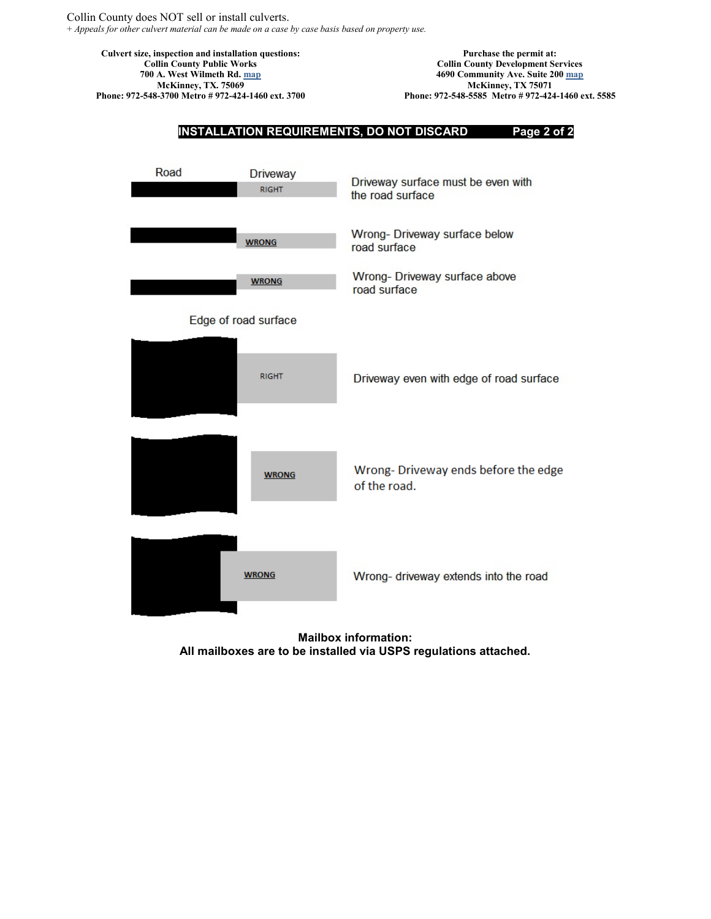Collin County does NOT sell or install culverts.
*+ Appeals for other culvert material can be made on a case by case basis based on property use.*

| **Culvert size, inspection and installation questions:** | **Purchase the permit at:** |
|---|---|
| **Collin County Public Works** | **Collin County Development Services** |
| **700 A. West Wilmeth Rd.** map | **4690 Community Ave. Suite 200** map |
| **McKinney, TX. 75069** | **McKinney, TX 75071** |
| **Phone: 972-548-3700 Metro # 972-424-1460 ext. 3700** | **Phone: 972-548-5585 Metro # 972-424-1460 ext. 5585** |

## INSTALLATION REQUIREMENTS, DO NOT DISCARD

Road | Driveway

RIGHT — Driveway surface must be even with the road surface

WRONG — Wrong- Driveway surface below road surface

WRONG — Wrong- Driveway surface above road surface

Edge of road surface

RIGHT — Driveway even with edge of road surface

WRONG — Wrong- Driveway ends before the edge of the road.

WRONG — Wrong- driveway extends into the road

**Mailbox information:**
**All mailboxes are to be installed via USPS regulations attached.**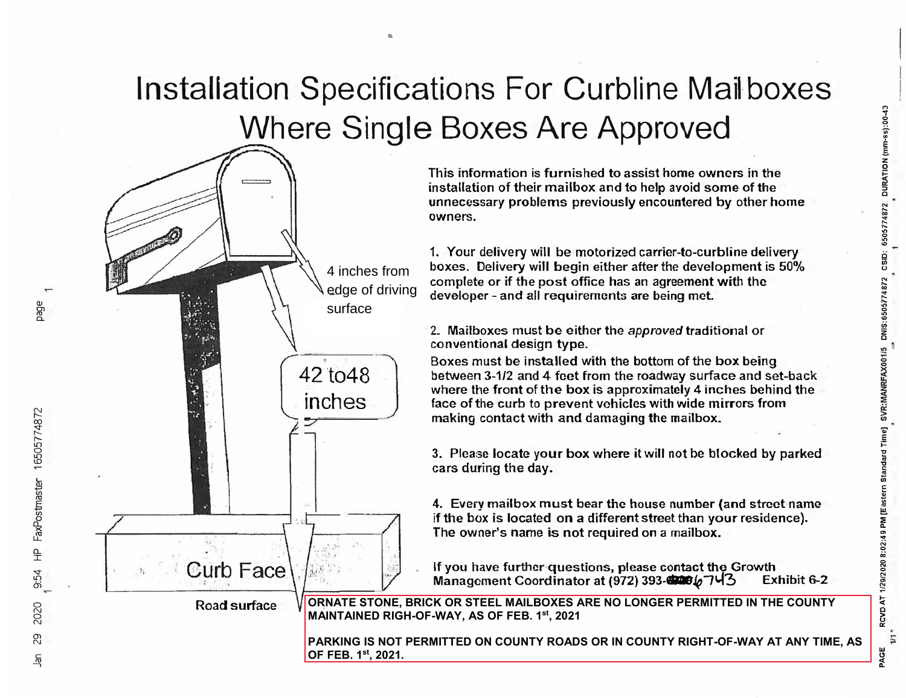# Installation Specifications For Curbline Mailboxes Where Single Boxes Are Approved

4 inches from edge of driving surface

42 to48 inches

Curb Face

Road surface

This information is furnished to assist home owners in the installation of their mailbox and to help avoid some of the unnecessary problems previously encountered by other home owners.

1. Your delivery will be motorized carrier-to-curbline delivery boxes. Delivery will begin either after the development is 50% complete or if the post office has an agreement with the developer - and all requirements are being met.

2. Mailboxes must be either the *approved* traditional or conventional design type.

Boxes must be installed with the bottom of the box being between 3-1/2 and 4 feet from the roadway surface and set-back where the front of the box is approximately 4 inches behind the face of the curb to prevent vehicles with wide mirrors from making contact with and damaging the mailbox.

3. Please locate your box where it will not be blocked by parked cars during the day.

4. Every mailbox must bear the house number (and street name if the box is located on a different street than your residence). The owner's name is not required on a mailbox.

If you have further questions, please contact the Growth Management Coordinator at (972) 393-6743 Exhibit 6-2

**ORNATE STONE, BRICK OR STEEL MAILBOXES ARE NO LONGER PERMITTED IN THE COUNTY MAINTAINED RIGH-OF-WAY, AS OF FEB. 1st, 2021**

**PARKING IS NOT PERMITTED ON COUNTY ROADS OR IN COUNTY RIGHT-OF-WAY AT ANY TIME, AS OF FEB. 1st, 2021.**